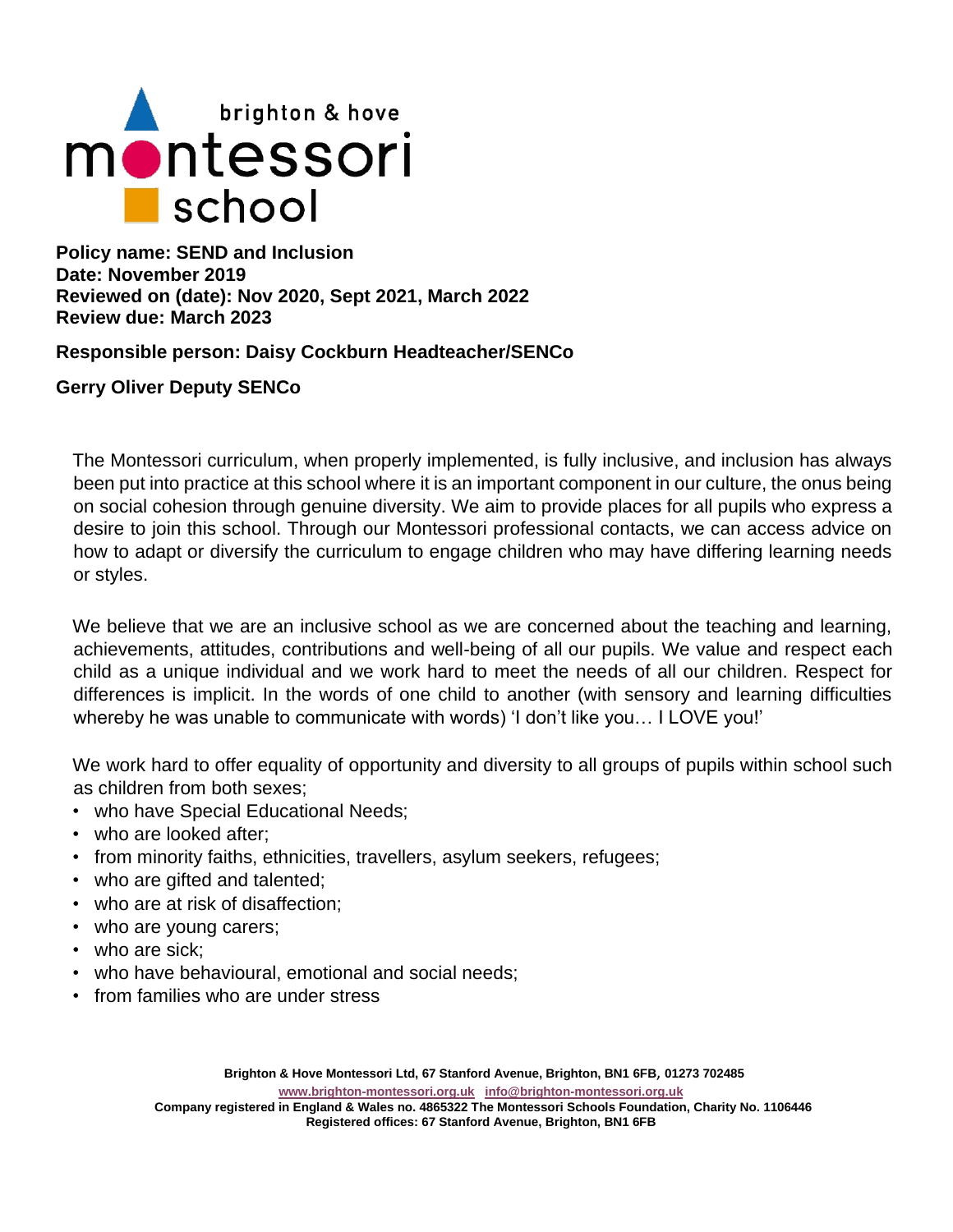brighton & hove montessori school

**Policy name: SEND and Inclusion**
**Date: November 2019**
**Reviewed on (date): Nov 2020, Sept 2021, March 2022**
**Review due: March 2023**

**Responsible person: Daisy Cockburn Headteacher/SENCo**

**Gerry Oliver Deputy SENCo**

The Montessori curriculum, when properly implemented, is fully inclusive, and inclusion has always been put into practice at this school where it is an important component in our culture, the onus being on social cohesion through genuine diversity. We aim to provide places for all pupils who express a desire to join this school. Through our Montessori professional contacts, we can access advice on how to adapt or diversify the curriculum to engage children who may have differing learning needs or styles.

We believe that we are an inclusive school as we are concerned about the teaching and learning, achievements, attitudes, contributions and well-being of all our pupils. We value and respect each child as a unique individual and we work hard to meet the needs of all our children. Respect for differences is implicit. In the words of one child to another (with sensory and learning difficulties whereby he was unable to communicate with words) 'I don't like you… I LOVE you!'

We work hard to offer equality of opportunity and diversity to all groups of pupils within school such as children from both sexes;

- who have Special Educational Needs;
- who are looked after;
- from minority faiths, ethnicities, travellers, asylum seekers, refugees;
- who are gifted and talented;
- who are at risk of disaffection;
- who are young carers;
- who are sick;
- who have behavioural, emotional and social needs;
- from families who are under stress

**Brighton & Hove Montessori Ltd, 67 Stanford Avenue, Brighton, BN1 6FB, 01273 702485**
**www.brighton-montessori.org.uk info@brighton-montessori.org.uk**
**Company registered in England & Wales no. 4865322 The Montessori Schools Foundation, Charity No. 1106446**
**Registered offices: 67 Stanford Avenue, Brighton, BN1 6FB**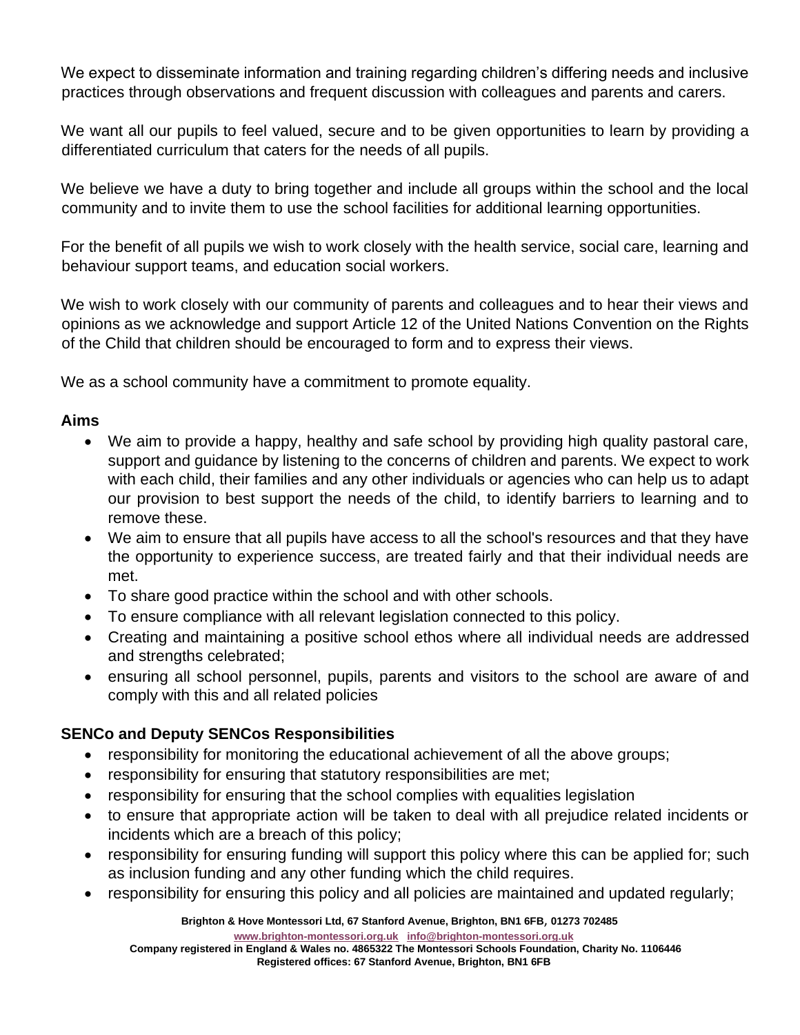We expect to disseminate information and training regarding children's differing needs and inclusive practices through observations and frequent discussion with colleagues and parents and carers.

We want all our pupils to feel valued, secure and to be given opportunities to learn by providing a differentiated curriculum that caters for the needs of all pupils.

We believe we have a duty to bring together and include all groups within the school and the local community and to invite them to use the school facilities for additional learning opportunities.

For the benefit of all pupils we wish to work closely with the health service, social care, learning and behaviour support teams, and education social workers.

We wish to work closely with our community of parents and colleagues and to hear their views and opinions as we acknowledge and support Article 12 of the United Nations Convention on the Rights of the Child that children should be encouraged to form and to express their views.

We as a school community have a commitment to promote equality.

## Aims

- We aim to provide a happy, healthy and safe school by providing high quality pastoral care, support and guidance by listening to the concerns of children and parents. We expect to work with each child, their families and any other individuals or agencies who can help us to adapt our provision to best support the needs of the child, to identify barriers to learning and to remove these.
- We aim to ensure that all pupils have access to all the school's resources and that they have the opportunity to experience success, are treated fairly and that their individual needs are met.
- To share good practice within the school and with other schools.
- To ensure compliance with all relevant legislation connected to this policy.
- Creating and maintaining a positive school ethos where all individual needs are addressed and strengths celebrated;
- ensuring all school personnel, pupils, parents and visitors to the school are aware of and comply with this and all related policies

## SENCo and Deputy SENCos Responsibilities

- responsibility for monitoring the educational achievement of all the above groups;
- responsibility for ensuring that statutory responsibilities are met;
- responsibility for ensuring that the school complies with equalities legislation
- to ensure that appropriate action will be taken to deal with all prejudice related incidents or incidents which are a breach of this policy;
- responsibility for ensuring funding will support this policy where this can be applied for; such as inclusion funding and any other funding which the child requires.
- responsibility for ensuring this policy and all policies are maintained and updated regularly;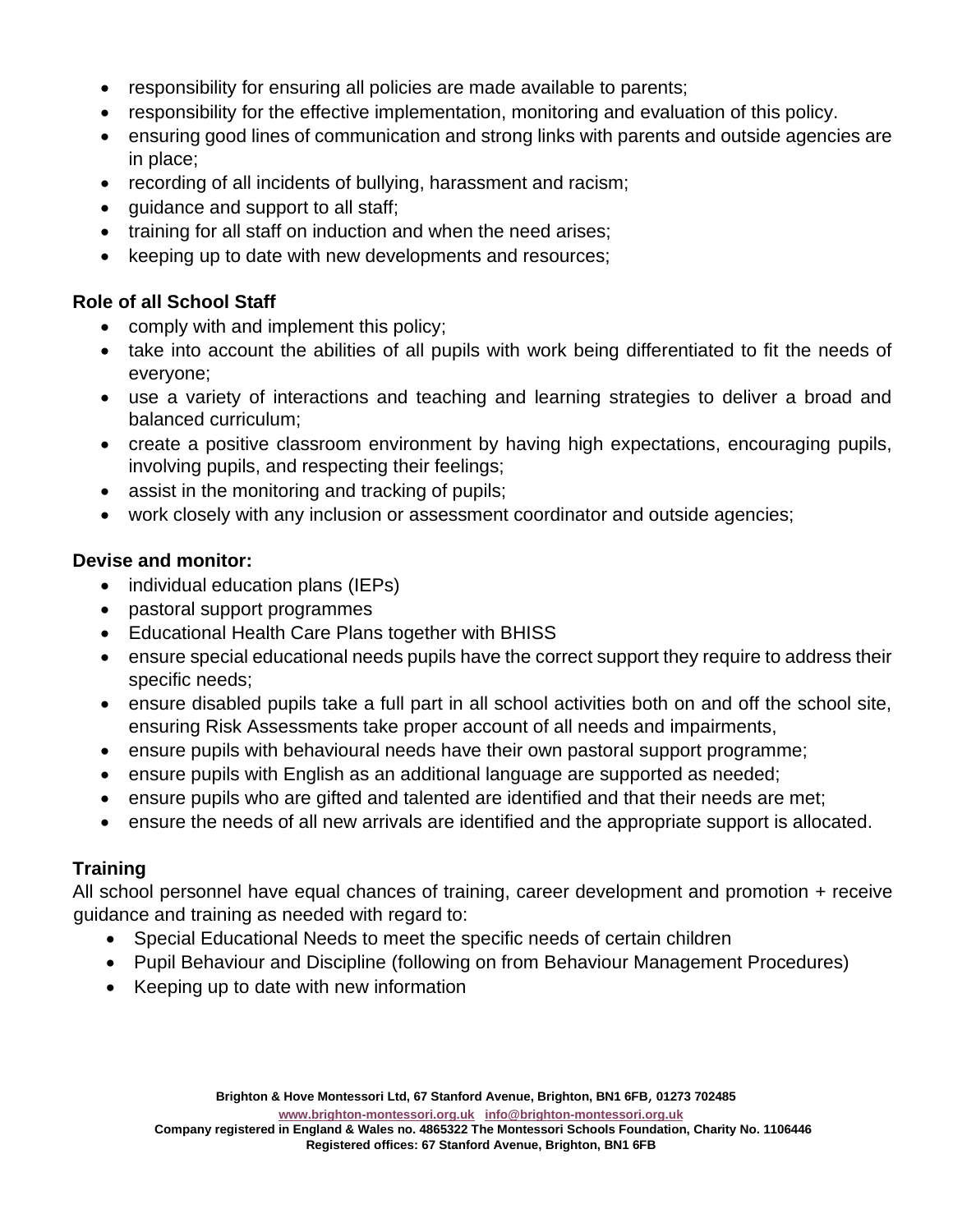- responsibility for ensuring all policies are made available to parents;
- responsibility for the effective implementation, monitoring and evaluation of this policy.
- ensuring good lines of communication and strong links with parents and outside agencies are in place;
- recording of all incidents of bullying, harassment and racism;
- guidance and support to all staff;
- training for all staff on induction and when the need arises;
- keeping up to date with new developments and resources;

**Role of all School Staff**

- comply with and implement this policy;
- take into account the abilities of all pupils with work being differentiated to fit the needs of everyone;
- use a variety of interactions and teaching and learning strategies to deliver a broad and balanced curriculum;
- create a positive classroom environment by having high expectations, encouraging pupils, involving pupils, and respecting their feelings;
- assist in the monitoring and tracking of pupils;
- work closely with any inclusion or assessment coordinator and outside agencies;

**Devise and monitor:**

- individual education plans (IEPs)
- pastoral support programmes
- Educational Health Care Plans together with BHISS
- ensure special educational needs pupils have the correct support they require to address their specific needs;
- ensure disabled pupils take a full part in all school activities both on and off the school site, ensuring Risk Assessments take proper account of all needs and impairments,
- ensure pupils with behavioural needs have their own pastoral support programme;
- ensure pupils with English as an additional language are supported as needed;
- ensure pupils who are gifted and talented are identified and that their needs are met;
- ensure the needs of all new arrivals are identified and the appropriate support is allocated.

**Training**

All school personnel have equal chances of training, career development and promotion + receive guidance and training as needed with regard to:

- Special Educational Needs to meet the specific needs of certain children
- Pupil Behaviour and Discipline (following on from Behaviour Management Procedures)
- Keeping up to date with new information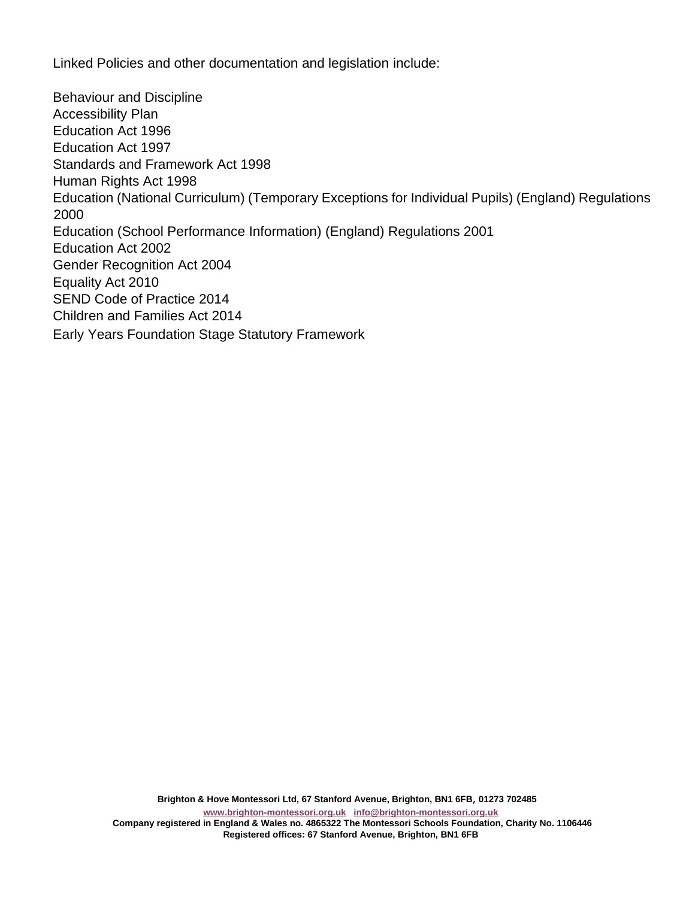Linked Policies and other documentation and legislation include:

Behaviour and Discipline
Accessibility Plan
Education Act 1996
Education Act 1997
Standards and Framework Act 1998
Human Rights Act 1998
Education (National Curriculum) (Temporary Exceptions for Individual Pupils) (England) Regulations 2000
Education (School Performance Information) (England) Regulations 2001
Education Act 2002
Gender Recognition Act 2004
Equality Act 2010
SEND Code of Practice 2014
Children and Families Act 2014
Early Years Foundation Stage Statutory Framework